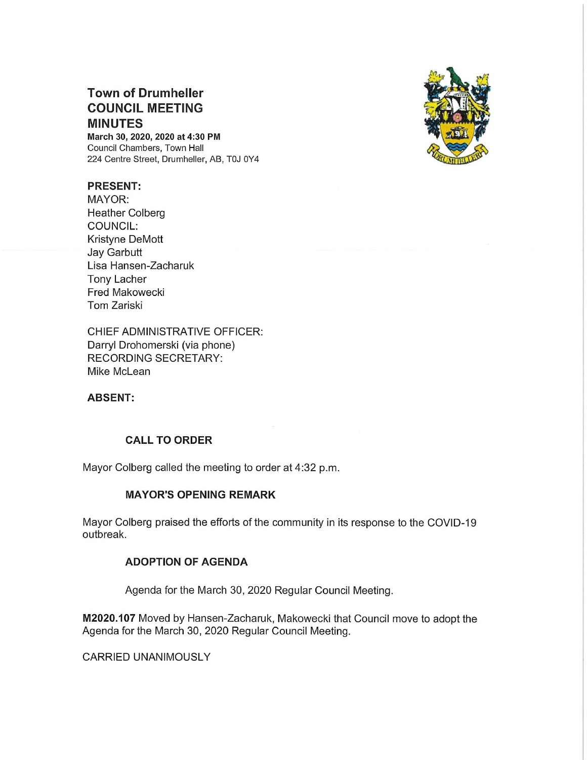# Town of Drumheller COUNCIL MEETING MINUTES

**March 30, 2020, 2020 at 4:30 PM**
Council Chambers, Town Hall
224 Centre Street, Drumheller, AB, T0J 0Y4

**PRESENT:**
MAYOR:
Heather Colberg
COUNCIL:
Kristyne DeMott
Jay Garbutt
Lisa Hansen-Zacharuk
Tony Lacher
Fred Makowecki
Tom Zariski

CHIEF ADMINISTRATIVE OFFICER:
Darryl Drohomerski (via phone)
RECORDING SECRETARY:
Mike McLean

**ABSENT:**

### CALL TO ORDER

Mayor Colberg called the meeting to order at 4:32 p.m.

### MAYOR'S OPENING REMARK

Mayor Colberg praised the efforts of the community in its response to the COVID-19 outbreak.

### ADOPTION OF AGENDA

Agenda for the March 30, 2020 Regular Council Meeting.

**M2020.107** Moved by Hansen-Zacharuk, Makowecki that Council move to adopt the Agenda for the March 30, 2020 Regular Council Meeting.

CARRIED UNANIMOUSLY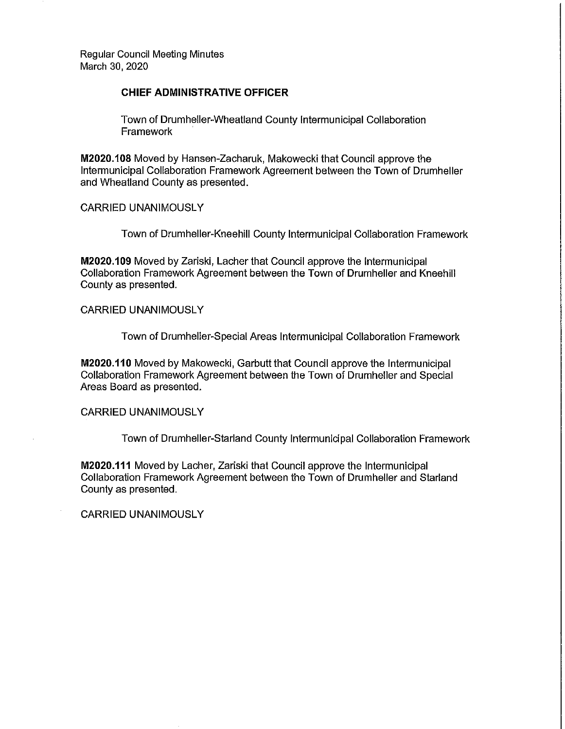### CHIEF ADMINISTRATIVE OFFICER

Town of Drumheller-Wheatland County Intermunicipal Collaboration Framework

**M2020.108** Moved by Hansen-Zacharuk, Makowecki that Council approve the Intermunicipal Collaboration Framework Agreement between the Town of Drumheller and Wheatland County as presented.

CARRIED UNANIMOUSLY

Town of Drumheller-Kneehill County Intermunicipal Collaboration Framework

**M2020.109** Moved by Zariski, Lacher that Council approve the Intermunicipal Collaboration Framework Agreement between the Town of Drumheller and Kneehill County as presented.

CARRIED UNANIMOUSLY

Town of Drumheller-Special Areas Intermunicipal Collaboration Framework

**M2020.110** Moved by Makowecki, Garbutt that Council approve the Intermunicipal Collaboration Framework Agreement between the Town of Drumheller and Special Areas Board as presented.

CARRIED UNANIMOUSLY

Town of Drumheller-Starland County Intermunicipal Collaboration Framework

**M2020.111** Moved by Lacher, Zariski that Council approve the Intermunicipal Collaboration Framework Agreement between the Town of Drumheller and Starland County as presented.

CARRIED UNANIMOUSLY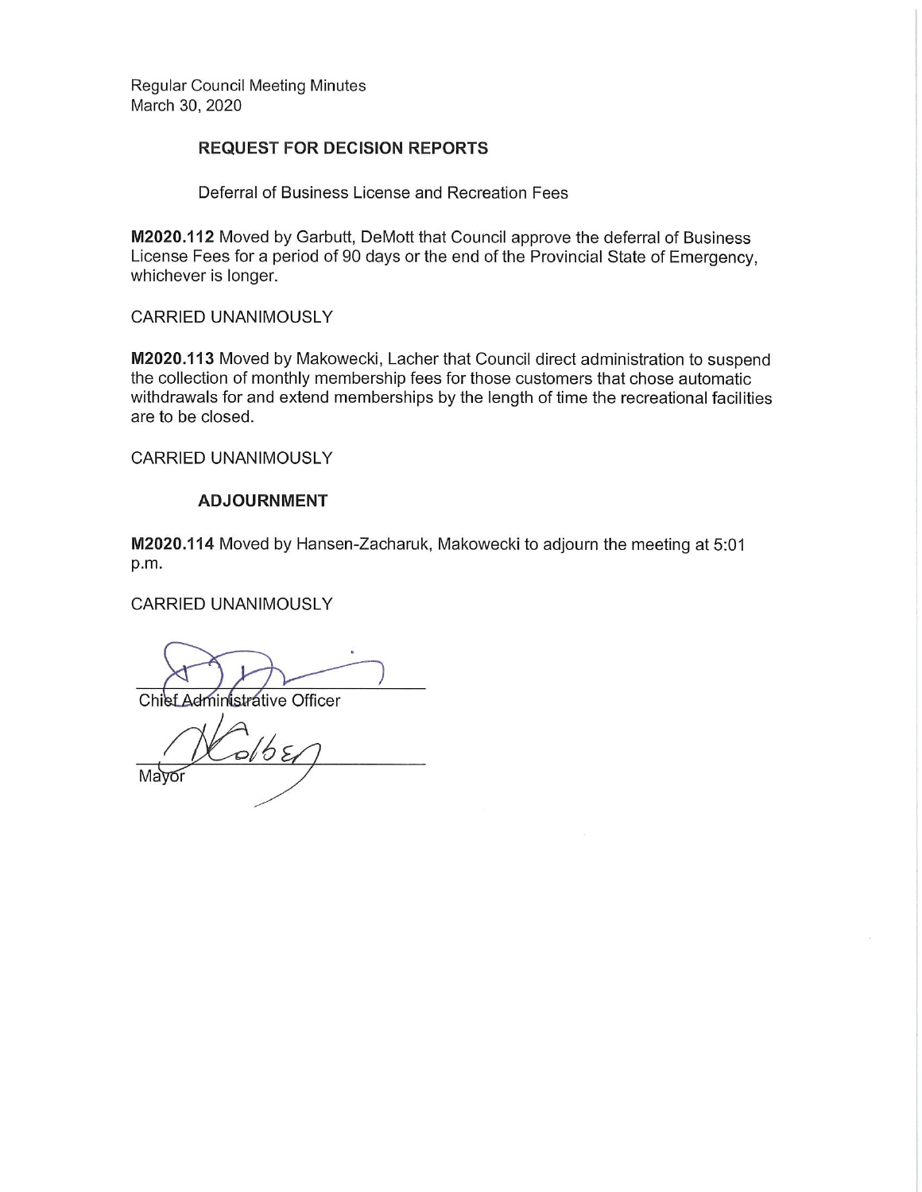Regular Council Meeting Minutes
March 30, 2020

### REQUEST FOR DECISION REPORTS

Deferral of Business License and Recreation Fees

**M2020.112** Moved by Garbutt, DeMott that Council approve the deferral of Business License Fees for a period of 90 days or the end of the Provincial State of Emergency, whichever is longer.

CARRIED UNANIMOUSLY

**M2020.113** Moved by Makowecki, Lacher that Council direct administration to suspend the collection of monthly membership fees for those customers that chose automatic withdrawals for and extend memberships by the length of time the recreational facilities are to be closed.

CARRIED UNANIMOUSLY

### ADJOURNMENT

**M2020.114** Moved by Hansen-Zacharuk, Makowecki to adjourn the meeting at 5:01 p.m.

CARRIED UNANIMOUSLY

Chief Administrative Officer

Mayor